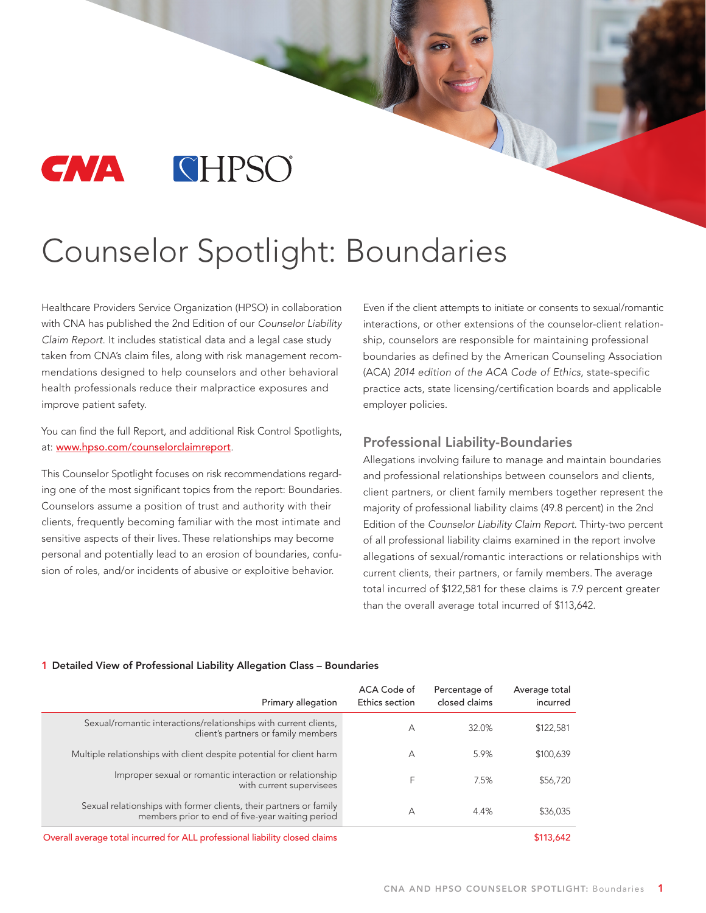# Counselor Spotlight: Boundaries

Healthcare Providers Service Organization (HPSO) in collaboration with CNA has published the 2nd Edition of our *Counselor Liability Claim Report*. It includes statistical data and a legal case study taken from CNA's claim files, along with risk management recommendations designed to help counselors and other behavioral health professionals reduce their malpractice exposures and improve patient safety.

You can find the full Report, and additional Risk Control Spotlights, at: [www.hpso.com/counselorclaimreport](http://www.hpso.com/counselorclaimreport).

This Counselor Spotlight focuses on risk recommendations regarding one of the most significant topics from the report: Boundaries. Counselors assume a position of trust and authority with their clients, frequently becoming familiar with the most intimate and sensitive aspects of their lives. These relationships may become personal and potentially lead to an erosion of boundaries, confusion of roles, and/or incidents of abusive or exploitive behavior.

Even if the client attempts to initiate or consents to sexual/romantic interactions, or other extensions of the counselor-client relationship, counselors are responsible for maintaining professional boundaries as defined by the American Counseling Association (ACA) *2014 edition of the ACA Code of Ethics*, state-specific practice acts, state licensing/certification boards and applicable employer policies.

## Professional Liability-Boundaries

Allegations involving failure to manage and maintain boundaries and professional relationships between counselors and clients, client partners, or client family members together represent the majority of professional liability claims (49.8 percent) in the 2nd Edition of the *Counselor Liability Claim Report*. Thirty-two percent of all professional liability claims examined in the report involve allegations of sexual/romantic interactions or relationships with current clients, their partners, or family members. The average total incurred of $122,581 for these claims is 7.9 percent greater than the overall average total incurred of $113,642.

**1 Detailed View of Professional Liability Allegation Class – Boundaries**

| Primary allegation | ACA Code of Ethics section | Percentage of closed claims | Average total incurred |
|---|---|---|---|
| Sexual/romantic interactions/relationships with current clients, client's partners or family members | A | 32.0% | $122,581 |
| Multiple relationships with client despite potential for client harm | A | 5.9% | $100,639 |
| Improper sexual or romantic interaction or relationship with current supervisees | F | 7.5% | $56,720 |
| Sexual relationships with former clients, their partners or family members prior to end of five-year waiting period | A | 4.4% | $36,035 |
| Overall average total incurred for ALL professional liability closed claims | | | $113,642 |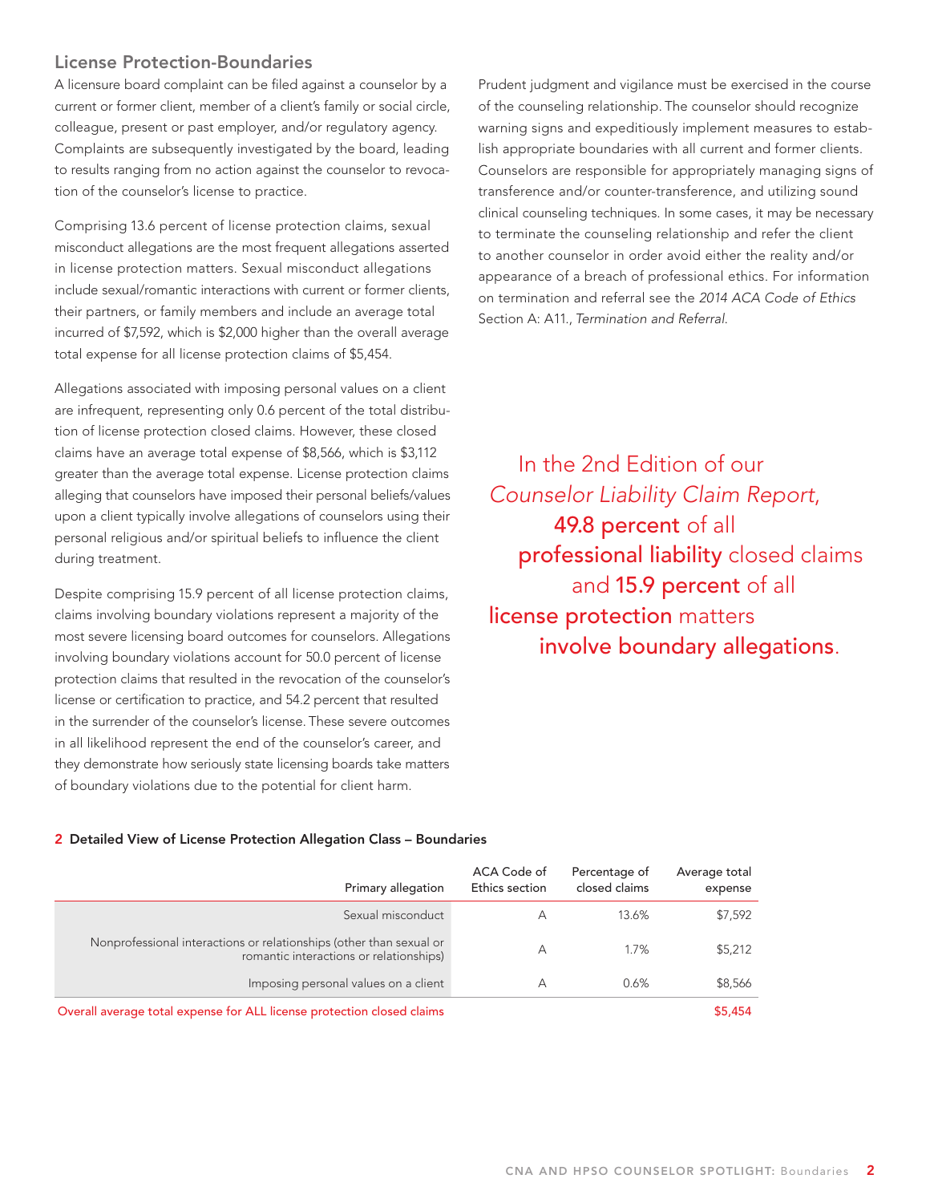## License Protection-Boundaries

A licensure board complaint can be filed against a counselor by a current or former client, member of a client's family or social circle, colleague, present or past employer, and/or regulatory agency. Complaints are subsequently investigated by the board, leading to results ranging from no action against the counselor to revocation of the counselor's license to practice.

Comprising 13.6 percent of license protection claims, sexual misconduct allegations are the most frequent allegations asserted in license protection matters. Sexual misconduct allegations include sexual/romantic interactions with current or former clients, their partners, or family members and include an average total incurred of $7,592, which is $2,000 higher than the overall average total expense for all license protection claims of $5,454.

Allegations associated with imposing personal values on a client are infrequent, representing only 0.6 percent of the total distribution of license protection closed claims. However, these closed claims have an average total expense of $8,566, which is $3,112 greater than the average total expense. License protection claims alleging that counselors have imposed their personal beliefs/values upon a client typically involve allegations of counselors using their personal religious and/or spiritual beliefs to influence the client during treatment.

Despite comprising 15.9 percent of all license protection claims, claims involving boundary violations represent a majority of the most severe licensing board outcomes for counselors. Allegations involving boundary violations account for 50.0 percent of license protection claims that resulted in the revocation of the counselor's license or certification to practice, and 54.2 percent that resulted in the surrender of the counselor's license. These severe outcomes in all likelihood represent the end of the counselor's career, and they demonstrate how seriously state licensing boards take matters of boundary violations due to the potential for client harm.

Prudent judgment and vigilance must be exercised in the course of the counseling relationship. The counselor should recognize warning signs and expeditiously implement measures to establish appropriate boundaries with all current and former clients. Counselors are responsible for appropriately managing signs of transference and/or counter-transference, and utilizing sound clinical counseling techniques. In some cases, it may be necessary to terminate the counseling relationship and refer the client to another counselor in order avoid either the reality and/or appearance of a breach of professional ethics. For information on termination and referral see the *2014 ACA Code of Ethics* Section A: A11., *Termination and Referral.*

In the 2nd Edition of our *Counselor Liability Claim Report,* **49.8 percent** of all **professional liability** closed claims and **15.9 percent** of all **license protection** matters **involve boundary allegations**.

**2 Detailed View of License Protection Allegation Class – Boundaries**

| Primary allegation | ACA Code of Ethics section | Percentage of closed claims | Average total expense |
|---|---|---|---|
| Sexual misconduct | A | 13.6% | $7,592 |
| Nonprofessional interactions or relationships (other than sexual or romantic interactions or relationships) | A | 1.7% | $5,212 |
| Imposing personal values on a client | A | 0.6% | $8,566 |
| Overall average total expense for ALL license protection closed claims | | | $5,454 |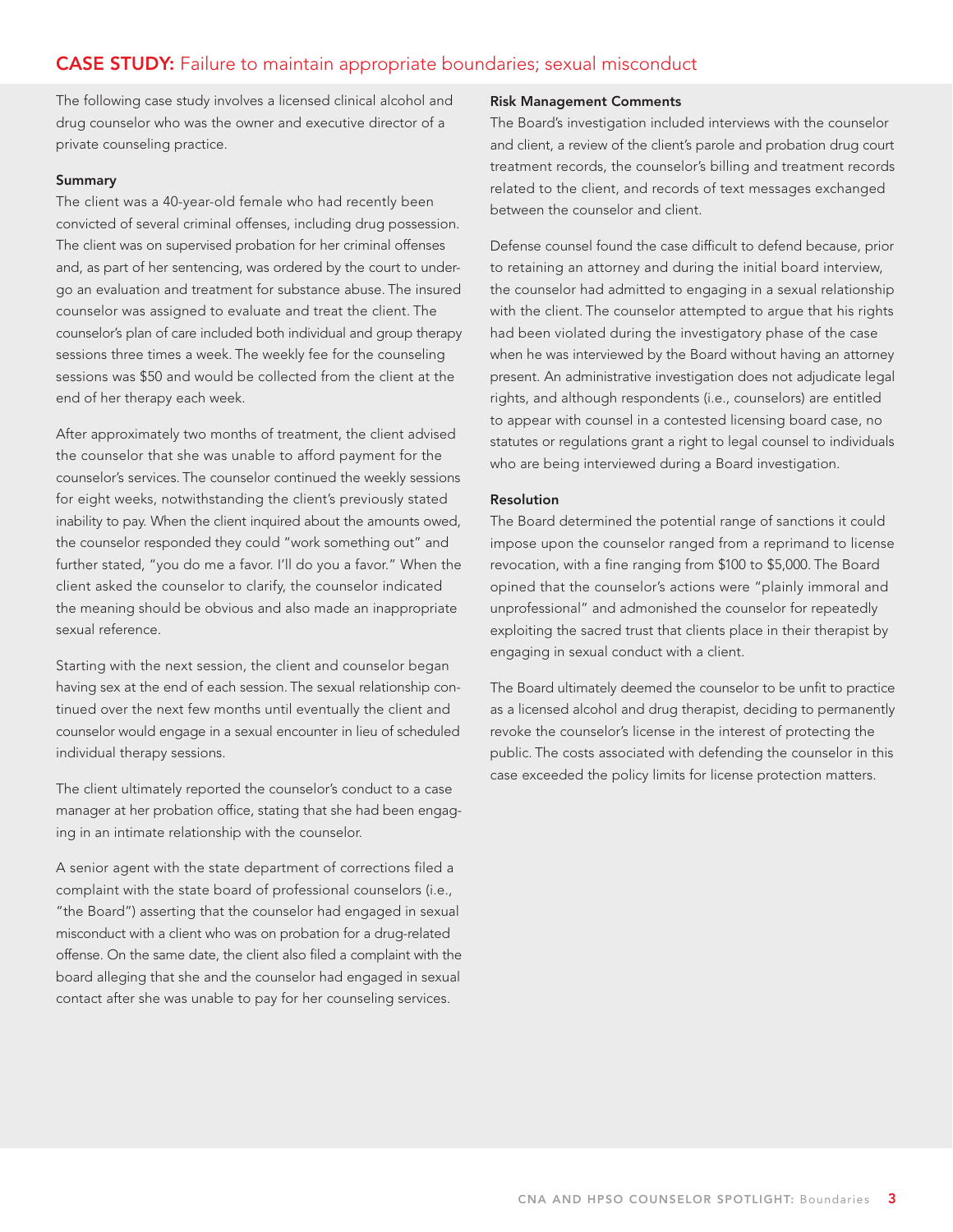## CASE STUDY: Failure to maintain appropriate boundaries; sexual misconduct

The following case study involves a licensed clinical alcohol and drug counselor who was the owner and executive director of a private counseling practice.

### Summary

The client was a 40-year-old female who had recently been convicted of several criminal offenses, including drug possession. The client was on supervised probation for her criminal offenses and, as part of her sentencing, was ordered by the court to undergo an evaluation and treatment for substance abuse. The insured counselor was assigned to evaluate and treat the client. The counselor's plan of care included both individual and group therapy sessions three times a week. The weekly fee for the counseling sessions was $50 and would be collected from the client at the end of her therapy each week.

After approximately two months of treatment, the client advised the counselor that she was unable to afford payment for the counselor's services. The counselor continued the weekly sessions for eight weeks, notwithstanding the client's previously stated inability to pay. When the client inquired about the amounts owed, the counselor responded they could "work something out" and further stated, "you do me a favor. I'll do you a favor." When the client asked the counselor to clarify, the counselor indicated the meaning should be obvious and also made an inappropriate sexual reference.

Starting with the next session, the client and counselor began having sex at the end of each session. The sexual relationship continued over the next few months until eventually the client and counselor would engage in a sexual encounter in lieu of scheduled individual therapy sessions.

The client ultimately reported the counselor's conduct to a case manager at her probation office, stating that she had been engaging in an intimate relationship with the counselor.

A senior agent with the state department of corrections filed a complaint with the state board of professional counselors (i.e., "the Board") asserting that the counselor had engaged in sexual misconduct with a client who was on probation for a drug-related offense. On the same date, the client also filed a complaint with the board alleging that she and the counselor had engaged in sexual contact after she was unable to pay for her counseling services.

### Risk Management Comments

The Board's investigation included interviews with the counselor and client, a review of the client's parole and probation drug court treatment records, the counselor's billing and treatment records related to the client, and records of text messages exchanged between the counselor and client.

Defense counsel found the case difficult to defend because, prior to retaining an attorney and during the initial board interview, the counselor had admitted to engaging in a sexual relationship with the client. The counselor attempted to argue that his rights had been violated during the investigatory phase of the case when he was interviewed by the Board without having an attorney present. An administrative investigation does not adjudicate legal rights, and although respondents (i.e., counselors) are entitled to appear with counsel in a contested licensing board case, no statutes or regulations grant a right to legal counsel to individuals who are being interviewed during a Board investigation.

### Resolution

The Board determined the potential range of sanctions it could impose upon the counselor ranged from a reprimand to license revocation, with a fine ranging from $100 to $5,000. The Board opined that the counselor's actions were "plainly immoral and unprofessional" and admonished the counselor for repeatedly exploiting the sacred trust that clients place in their therapist by engaging in sexual conduct with a client.

The Board ultimately deemed the counselor to be unfit to practice as a licensed alcohol and drug therapist, deciding to permanently revoke the counselor's license in the interest of protecting the public. The costs associated with defending the counselor in this case exceeded the policy limits for license protection matters.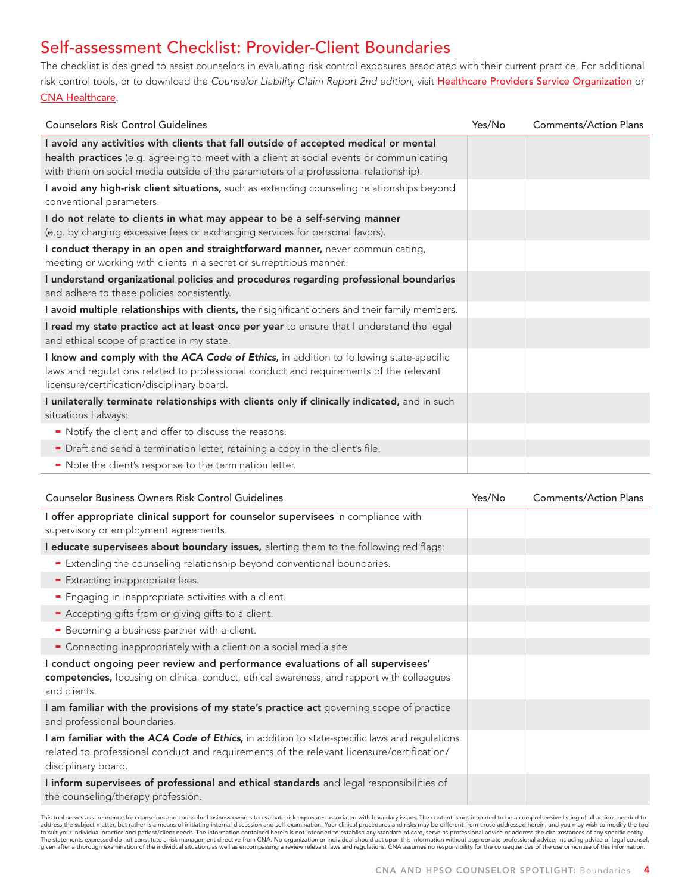# Self-assessment Checklist: Provider-Client Boundaries

The checklist is designed to assist counselors in evaluating risk control exposures associated with their current practice. For additional risk control tools, or to download the *Counselor Liability Claim Report 2nd edition*, visit Healthcare Providers Service Organization or CNA Healthcare.

| Counselors Risk Control Guidelines | Yes/No | Comments/Action Plans |
|---|---|---|
| **I avoid any activities with clients that fall outside of accepted medical or mental health practices** (e.g. agreeing to meet with a client at social events or communicating with them on social media outside of the parameters of a professional relationship). | | |
| **I avoid any high-risk client situations,** such as extending counseling relationships beyond conventional parameters. | | |
| **I do not relate to clients in what may appear to be a self-serving manner** (e.g. by charging excessive fees or exchanging services for personal favors). | | |
| **I conduct therapy in an open and straightforward manner,** never communicating, meeting or working with clients in a secret or surreptitious manner. | | |
| **I understand organizational policies and procedures regarding professional boundaries** and adhere to these policies consistently. | | |
| **I avoid multiple relationships with clients,** their significant others and their family members. | | |
| **I read my state practice act at least once per year** to ensure that I understand the legal and ethical scope of practice in my state. | | |
| **I know and comply with the *ACA Code of Ethics*,** in addition to following state-specific laws and regulations related to professional conduct and requirements of the relevant licensure/certification/disciplinary board. | | |
| **I unilaterally terminate relationships with clients only if clinically indicated,** and in such situations I always: | | |
| - Notify the client and offer to discuss the reasons. | | |
| - Draft and send a termination letter, retaining a copy in the client's file. | | |
| - Note the client's response to the termination letter. | | |

| Counselor Business Owners Risk Control Guidelines | Yes/No | Comments/Action Plans |
|---|---|---|
| **I offer appropriate clinical support for counselor supervisees** in compliance with supervisory or employment agreements. | | |
| **I educate supervisees about boundary issues,** alerting them to the following red flags: | | |
| - Extending the counseling relationship beyond conventional boundaries. | | |
| - Extracting inappropriate fees. | | |
| - Engaging in inappropriate activities with a client. | | |
| - Accepting gifts from or giving gifts to a client. | | |
| - Becoming a business partner with a client. | | |
| - Connecting inappropriately with a client on a social media site | | |
| **I conduct ongoing peer review and performance evaluations of all supervisees' competencies,** focusing on clinical conduct, ethical awareness, and rapport with colleagues and clients. | | |
| **I am familiar with the provisions of my state's practice act** governing scope of practice and professional boundaries. | | |
| **I am familiar with the *ACA Code of Ethics*,** in addition to state-specific laws and regulations related to professional conduct and requirements of the relevant licensure/certification/disciplinary board. | | |
| **I inform supervisees of professional and ethical standards** and legal responsibilities of the counseling/therapy profession. | | |

This tool serves as a reference for counselors and counselor business owners to evaluate risk exposures associated with boundary issues. The content is not intended to be a comprehensive listing of all actions needed to address the subject matter, but rather is a means of initiating internal discussion and self-examination. Your clinical procedures and risks may be different from those addressed herein, and you may wish to modify the tool to suit your individual practice and patient/client needs. The information contained herein is not intended to establish any standard of care, serve as professional advice or address the circumstances of any specific entity. The statements expressed do not constitute a risk management directive from CNA. No organization or individual should act upon this information without appropriate professional advice, including advice of legal counsel, given after a thorough examination of the individual situation, as well as encompassing a review relevant laws and regulations. CNA assumes no responsibility for the consequences of the use or nonuse of this information.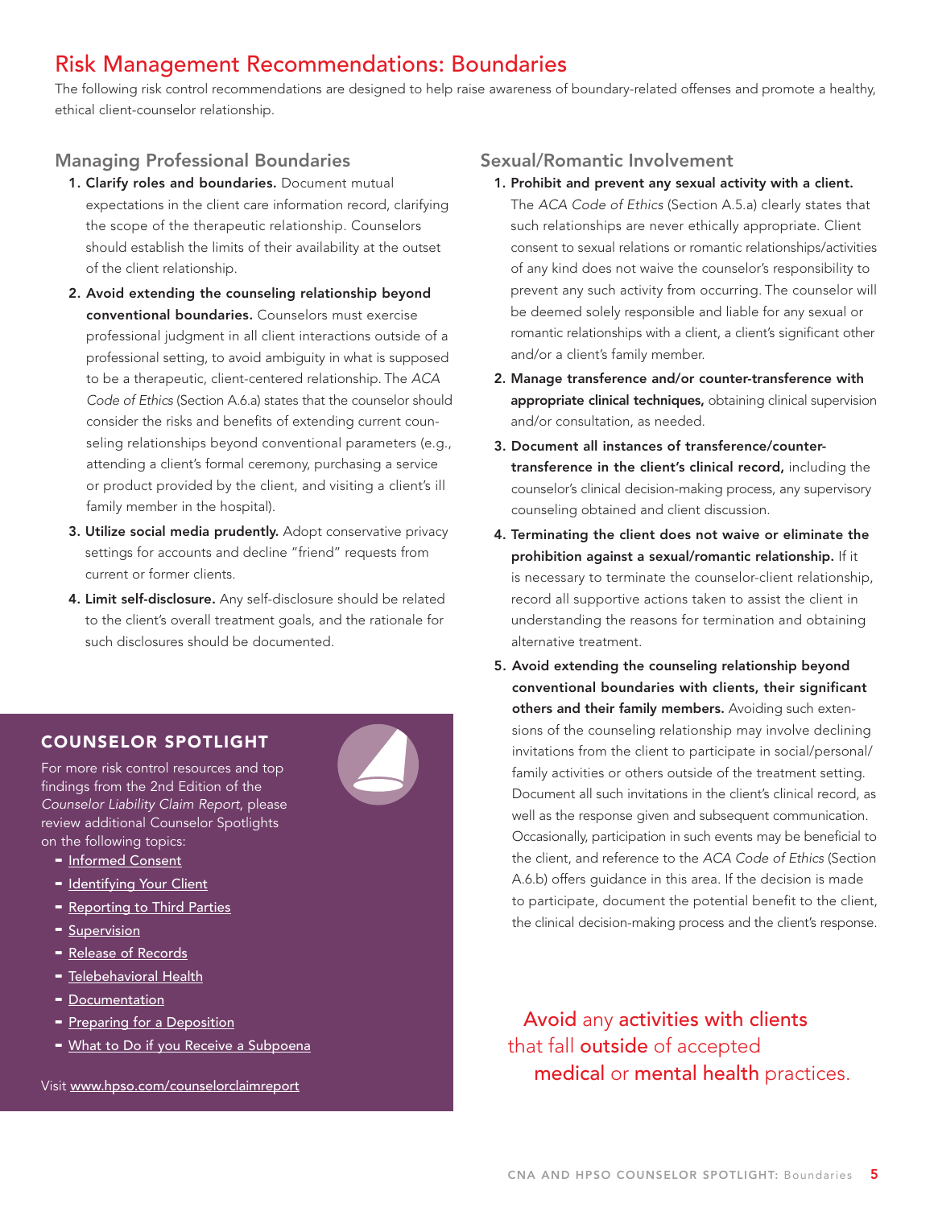# Risk Management Recommendations: Boundaries

The following risk control recommendations are designed to help raise awareness of boundary-related offenses and promote a healthy, ethical client-counselor relationship.

## Managing Professional Boundaries

1. **Clarify roles and boundaries.** Document mutual expectations in the client care information record, clarifying the scope of the therapeutic relationship. Counselors should establish the limits of their availability at the outset of the client relationship.
2. **Avoid extending the counseling relationship beyond conventional boundaries.** Counselors must exercise professional judgment in all client interactions outside of a professional setting, to avoid ambiguity in what is supposed to be a therapeutic, client-centered relationship. The *ACA Code of Ethics* (Section A.6.a) states that the counselor should consider the risks and benefits of extending current counseling relationships beyond conventional parameters (e.g., attending a client's formal ceremony, purchasing a service or product provided by the client, and visiting a client's ill family member in the hospital).
3. **Utilize social media prudently.** Adopt conservative privacy settings for accounts and decline "friend" requests from current or former clients.
4. **Limit self-disclosure.** Any self-disclosure should be related to the client's overall treatment goals, and the rationale for such disclosures should be documented.

## COUNSELOR SPOTLIGHT

For more risk control resources and top findings from the 2nd Edition of the *Counselor Liability Claim Report,* please review additional Counselor Spotlights on the following topics:

- Informed Consent
- Identifying Your Client
- Reporting to Third Parties
- Supervision
- Release of Records
- Telebehavioral Health
- Documentation
- Preparing for a Deposition
- What to Do if you Receive a Subpoena

Visit www.hpso.com/counselorclaimreport

## Sexual/Romantic Involvement

1. **Prohibit and prevent any sexual activity with a client.** The *ACA Code of Ethics* (Section A.5.a) clearly states that such relationships are never ethically appropriate. Client consent to sexual relations or romantic relationships/activities of any kind does not waive the counselor's responsibility to prevent any such activity from occurring. The counselor will be deemed solely responsible and liable for any sexual or romantic relationships with a client, a client's significant other and/or a client's family member.
2. **Manage transference and/or counter-transference with appropriate clinical techniques,** obtaining clinical supervision and/or consultation, as needed.
3. **Document all instances of transference/counter-transference in the client's clinical record,** including the counselor's clinical decision-making process, any supervisory counseling obtained and client discussion.
4. **Terminating the client does not waive or eliminate the prohibition against a sexual/romantic relationship.** If it is necessary to terminate the counselor-client relationship, record all supportive actions taken to assist the client in understanding the reasons for termination and obtaining alternative treatment.
5. **Avoid extending the counseling relationship beyond conventional boundaries with clients, their significant others and their family members.** Avoiding such extensions of the counseling relationship may involve declining invitations from the client to participate in social/personal/family activities or others outside of the treatment setting. Document all such invitations in the client's clinical record, as well as the response given and subsequent communication. Occasionally, participation in such events may be beneficial to the client, and reference to the *ACA Code of Ethics* (Section A.6.b) offers guidance in this area. If the decision is made to participate, document the potential benefit to the client, the clinical decision-making process and the client's response.

Avoid any activities with clients that fall outside of accepted medical or mental health practices.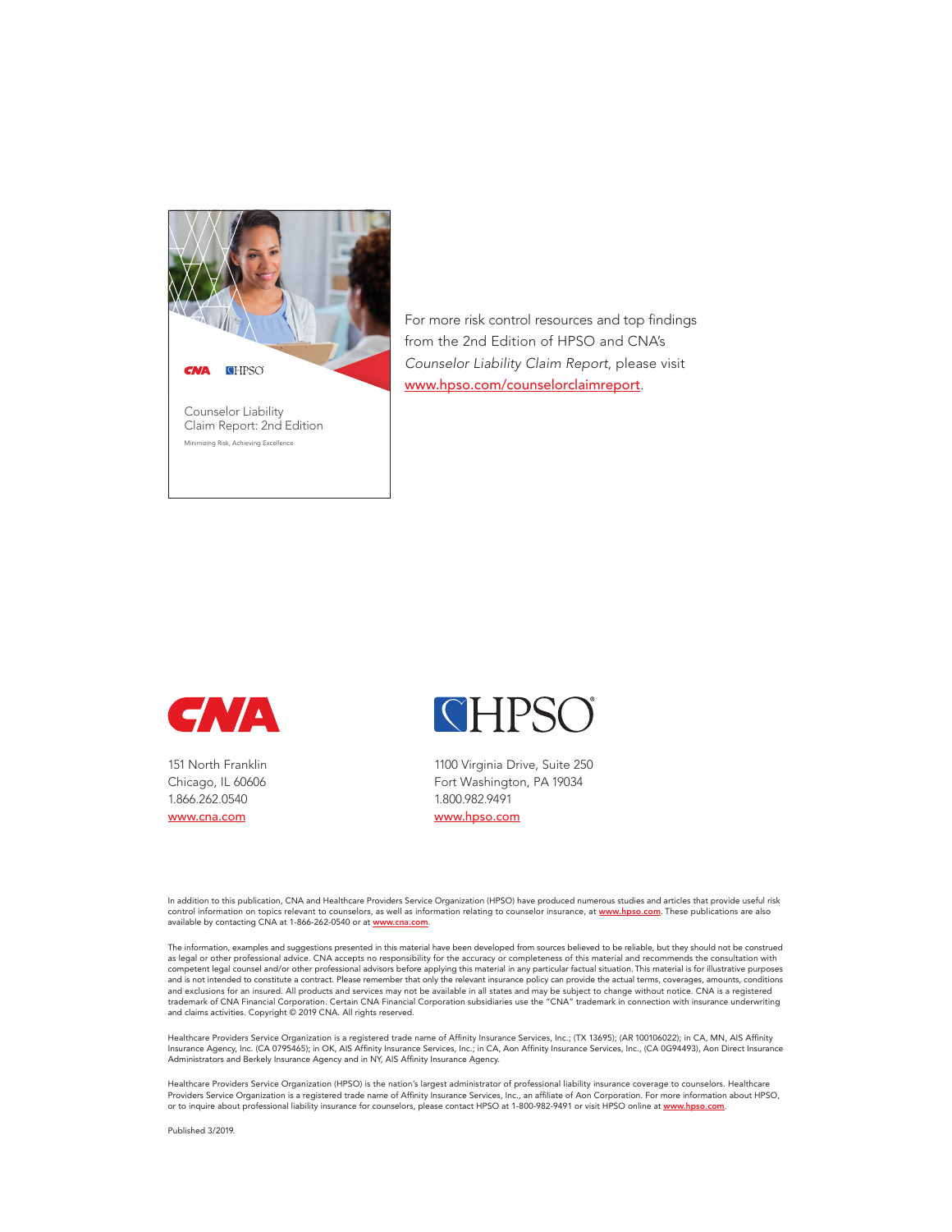CNA HPSO

Counselor Liability Claim Report: 2nd Edition

Minimizing Risk, Achieving Excellence

For more risk control resources and top findings from the 2nd Edition of HPSO and CNA's *Counselor Liability Claim Report*, please visit www.hpso.com/counselorclaimreport.

CNA

151 North Franklin
Chicago, IL 60606
1.866.262.0540
www.cna.com

HPSO

1100 Virginia Drive, Suite 250
Fort Washington, PA 19034
1.800.982.9491
www.hpso.com

In addition to this publication, CNA and Healthcare Providers Service Organization (HPSO) have produced numerous studies and articles that provide useful risk control information on topics relevant to counselors, as well as information relating to counselor insurance, at **www.hpso.com**. These publications are also available by contacting CNA at 1-866-262-0540 or at **www.cna.com**.

The information, examples and suggestions presented in this material have been developed from sources believed to be reliable, but they should not be construed as legal or other professional advice. CNA accepts no responsibility for the accuracy or completeness of this material and recommends the consultation with competent legal counsel and/or other professional advisors before applying this material in any particular factual situation. This material is for illustrative purposes and is not intended to constitute a contract. Please remember that only the relevant insurance policy can provide the actual terms, coverages, amounts, conditions and exclusions for an insured. All products and services may not be available in all states and may be subject to change without notice. CNA is a registered trademark of CNA Financial Corporation. Certain CNA Financial Corporation subsidiaries use the "CNA" trademark in connection with insurance underwriting and claims activities. Copyright © 2019 CNA. All rights reserved.

Healthcare Providers Service Organization is a registered trade name of Affinity Insurance Services, Inc.; (TX 13695); (AR 100106022); in CA, MN, AIS Affinity Insurance Agency, Inc. (CA 0795465); in OK, AIS Affinity Insurance Services, Inc.; in CA, Aon Affinity Insurance Services, Inc., (CA 0G94493), Aon Direct Insurance Administrators and Berkely Insurance Agency and in NY, AIS Affinity Insurance Agency.

Healthcare Providers Service Organization (HPSO) is the nation's largest administrator of professional liability insurance coverage to counselors. Healthcare Providers Service Organization is a registered trade name of Affinity Insurance Services, Inc., an affiliate of Aon Corporation. For more information about HPSO, or to inquire about professional liability insurance for counselors, please contact HPSO at 1-800-982-9491 or visit HPSO online at **www.hpso.com**.

Published 3/2019.